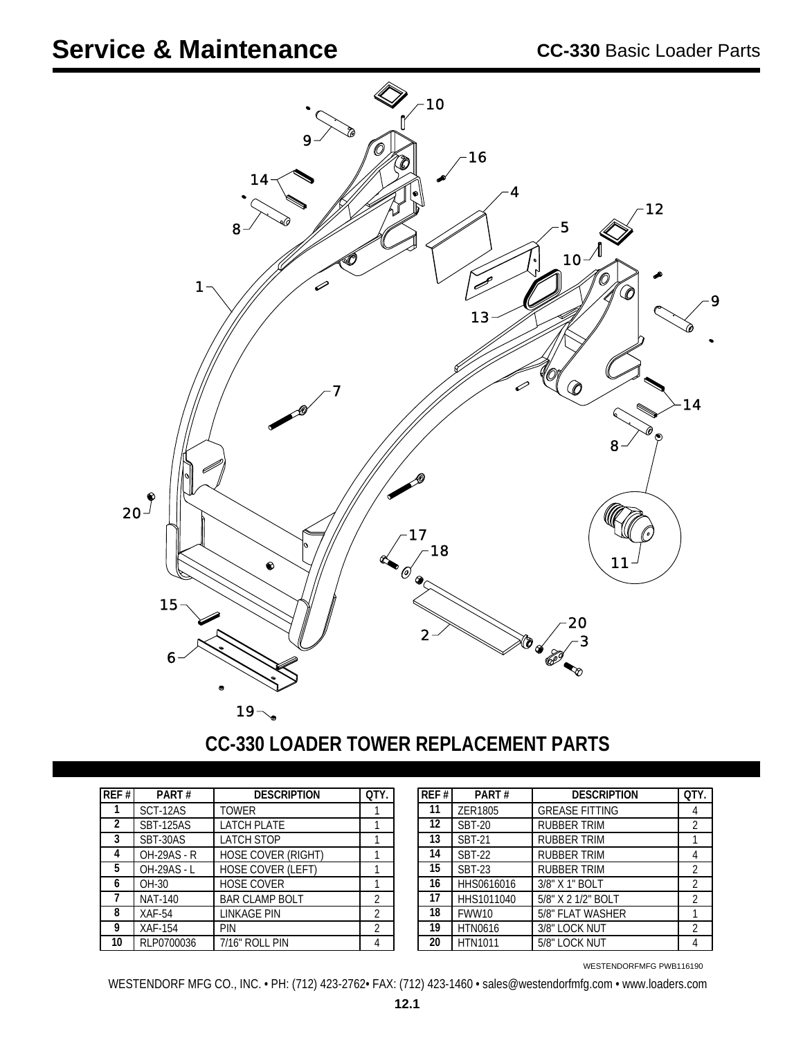# Service & Maintenance

**CC-330** Basic Loader Parts

## CC-330 LOADER TOWER REPLACEMENT PARTS

| REF # | PART # | DESCRIPTION | QTY. |
|---|---|---|---|
| 1 | SCT-12AS | TOWER | 1 |
| 2 | SBT-125AS | LATCH PLATE | 1 |
| 3 | SBT-30AS | LATCH STOP | 1 |
| 4 | OH-29AS - R | HOSE COVER (RIGHT) | 1 |
| 5 | OH-29AS - L | HOSE COVER (LEFT) | 1 |
| 6 | OH-30 | HOSE COVER | 1 |
| 7 | NAT-140 | BAR CLAMP BOLT | 2 |
| 8 | XAF-54 | LINKAGE PIN | 2 |
| 9 | XAF-154 | PIN | 2 |
| 10 | RLP0700036 | 7/16" ROLL PIN | 4 |
| 11 | ZER1805 | GREASE FITTING | 4 |
| 12 | SBT-20 | RUBBER TRIM | 2 |
| 13 | SBT-21 | RUBBER TRIM | 1 |
| 14 | SBT-22 | RUBBER TRIM | 4 |
| 15 | SBT-23 | RUBBER TRIM | 2 |
| 16 | HHS0616016 | 3/8" X 1" BOLT | 2 |
| 17 | HHS1011040 | 5/8" X 2 1/2" BOLT | 2 |
| 18 | FWW10 | 5/8" FLAT WASHER | 1 |
| 19 | HTN0616 | 3/8" LOCK NUT | 2 |
| 20 | HTN1011 | 5/8" LOCK NUT | 4 |

WESTENDORFMFG PWB116190

WESTENDORF MFG CO., INC. • PH: (712) 423-2762• FAX: (712) 423-1460 • sales@westendorfmfg.com • www.loaders.com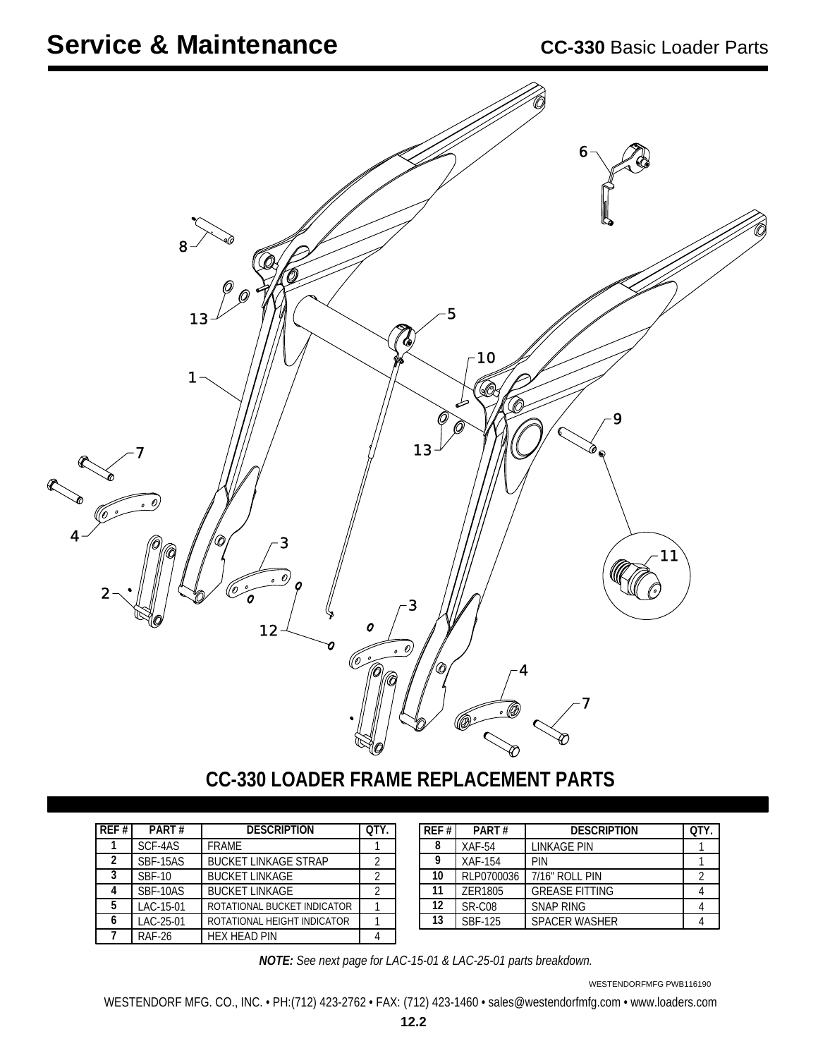# Service & Maintenance

**CC-330** Basic Loader Parts

## CC-330 LOADER FRAME REPLACEMENT PARTS

| REF # | PART # | DESCRIPTION | QTY. |
|---|---|---|---|
| 1 | SCF-4AS | FRAME | 1 |
| 2 | SBF-15AS | BUCKET LINKAGE STRAP | 2 |
| 3 | SBF-10 | BUCKET LINKAGE | 2 |
| 4 | SBF-10AS | BUCKET LINKAGE | 2 |
| 5 | LAC-15-01 | ROTATIONAL BUCKET INDICATOR | 1 |
| 6 | LAC-25-01 | ROTATIONAL HEIGHT INDICATOR | 1 |
| 7 | RAF-26 | HEX HEAD PIN | 4 |

| REF # | PART # | DESCRIPTION | QTY. |
|---|---|---|---|
| 8 | XAF-54 | LINKAGE PIN | 1 |
| 9 | XAF-154 | PIN | 1 |
| 10 | RLP0700036 | 7/16" ROLL PIN | 2 |
| 11 | ZER1805 | GREASE FITTING | 4 |
| 12 | SR-C08 | SNAP RING | 4 |
| 13 | SBF-125 | SPACER WASHER | 4 |

***NOTE:*** *See next page for LAC-15-01 & LAC-25-01 parts breakdown.*

WESTENDORFMFG PWB116190

WESTENDORF MFG. CO., INC. • PH:(712) 423-2762 • FAX: (712) 423-1460 • sales@westendorfmfg.com • www.loaders.com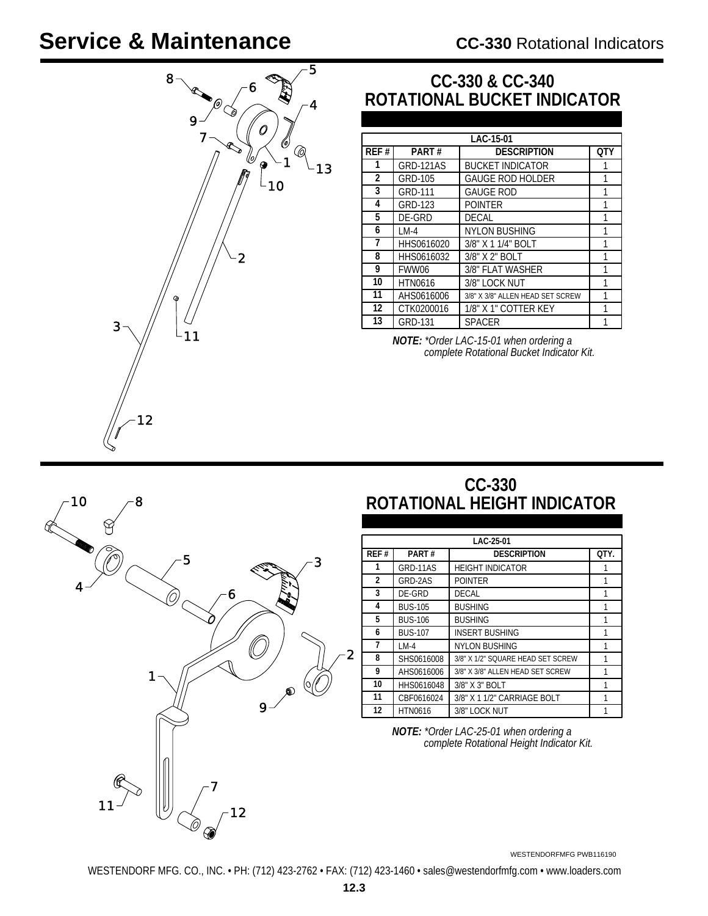# Service & Maintenance

**CC-330** Rotational Indicators

## CC-330 & CC-340 ROTATIONAL BUCKET INDICATOR

| LAC-15-01 | | | |
|---|---|---|---|
| REF # | PART # | DESCRIPTION | QTY |
| 1 | GRD-121AS | BUCKET INDICATOR | 1 |
| 2 | GRD-105 | GAUGE ROD HOLDER | 1 |
| 3 | GRD-111 | GAUGE ROD | 1 |
| 4 | GRD-123 | POINTER | 1 |
| 5 | DE-GRD | DECAL | 1 |
| 6 | LM-4 | NYLON BUSHING | 1 |
| 7 | HHS0616020 | 3/8" X 1 1/4" BOLT | 1 |
| 8 | HHS0616032 | 3/8" X 2" BOLT | 1 |
| 9 | FWW06 | 3/8" FLAT WASHER | 1 |
| 10 | HTN0616 | 3/8" LOCK NUT | 1 |
| 11 | AHS0616006 | 3/8" X 3/8" ALLEN HEAD SET SCREW | 1 |
| 12 | CTK0200016 | 1/8" X 1" COTTER KEY | 1 |
| 13 | GRD-131 | SPACER | 1 |

***NOTE:*** *\*Order LAC-15-01 when ordering a complete Rotational Bucket Indicator Kit.*

## CC-330 ROTATIONAL HEIGHT INDICATOR

| LAC-25-01 | | | |
|---|---|---|---|
| REF # | PART # | DESCRIPTION | QTY. |
| 1 | GRD-11AS | HEIGHT INDICATOR | 1 |
| 2 | GRD-2AS | POINTER | 1 |
| 3 | DE-GRD | DECAL | 1 |
| 4 | BUS-105 | BUSHING | 1 |
| 5 | BUS-106 | BUSHING | 1 |
| 6 | BUS-107 | INSERT BUSHING | 1 |
| 7 | LM-4 | NYLON BUSHING | 1 |
| 8 | SHS0616008 | 3/8" X 1/2" SQUARE HEAD SET SCREW | 1 |
| 9 | AHS0616006 | 3/8" X 3/8" ALLEN HEAD SET SCREW | 1 |
| 10 | HHS0616048 | 3/8" X 3" BOLT | 1 |
| 11 | CBF0616024 | 3/8" X 1 1/2" CARRIAGE BOLT | 1 |
| 12 | HTN0616 | 3/8" LOCK NUT | 1 |

***NOTE:*** *\*Order LAC-25-01 when ordering a complete Rotational Height Indicator Kit.*

WESTENDORFMFG PWB116190

WESTENDORF MFG. CO., INC. • PH: (712) 423-2762 • FAX: (712) 423-1460 • sales@westendorfmfg.com • www.loaders.com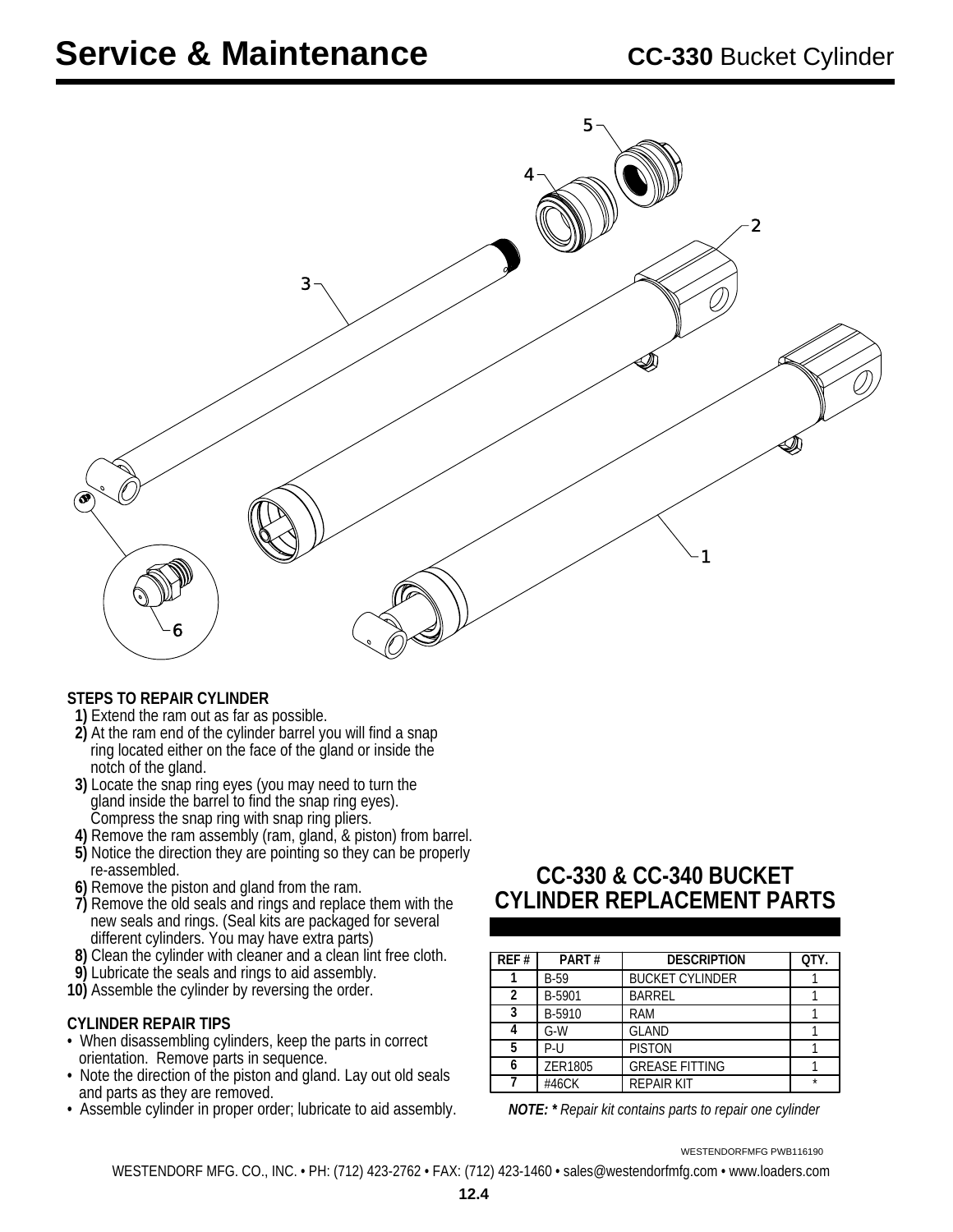# Service & Maintenance

## **CC-330** Bucket Cylinder

### STEPS TO REPAIR CYLINDER

**1)** Extend the ram out as far as possible.
**2)** At the ram end of the cylinder barrel you will find a snap ring located either on the face of the gland or inside the notch of the gland.
**3)** Locate the snap ring eyes (you may need to turn the gland inside the barrel to find the snap ring eyes). Compress the snap ring with snap ring pliers.
**4)** Remove the ram assembly (ram, gland, & piston) from barrel.
**5)** Notice the direction they are pointing so they can be properly re-assembled.
**6)** Remove the piston and gland from the ram.
**7)** Remove the old seals and rings and replace them with the new seals and rings. (Seal kits are packaged for several different cylinders. You may have extra parts)
**8)** Clean the cylinder with cleaner and a clean lint free cloth.
**9)** Lubricate the seals and rings to aid assembly.
**10)** Assemble the cylinder by reversing the order.

### CYLINDER REPAIR TIPS

- When disassembling cylinders, keep the parts in correct orientation. Remove parts in sequence.
- Note the direction of the piston and gland. Lay out old seals and parts as they are removed.
- Assemble cylinder in proper order; lubricate to aid assembly.

## CC-330 & CC-340 BUCKET CYLINDER REPLACEMENT PARTS

| REF # | PART # | DESCRIPTION | QTY. |
|---|---|---|---|
| 1 | B-59 | BUCKET CYLINDER | 1 |
| 2 | B-5901 | BARREL | 1 |
| 3 | B-5910 | RAM | 1 |
| 4 | G-W | GLAND | 1 |
| 5 | P-U | PISTON | 1 |
| 6 | ZER1805 | GREASE FITTING | 1 |
| 7 | #46CK | REPAIR KIT | * |

***NOTE: \**** *Repair kit contains parts to repair one cylinder*

WESTENDORFMFG PWB116190

WESTENDORF MFG. CO., INC. • PH: (712) 423-2762 • FAX: (712) 423-1460 • sales@westendorfmfg.com • www.loaders.com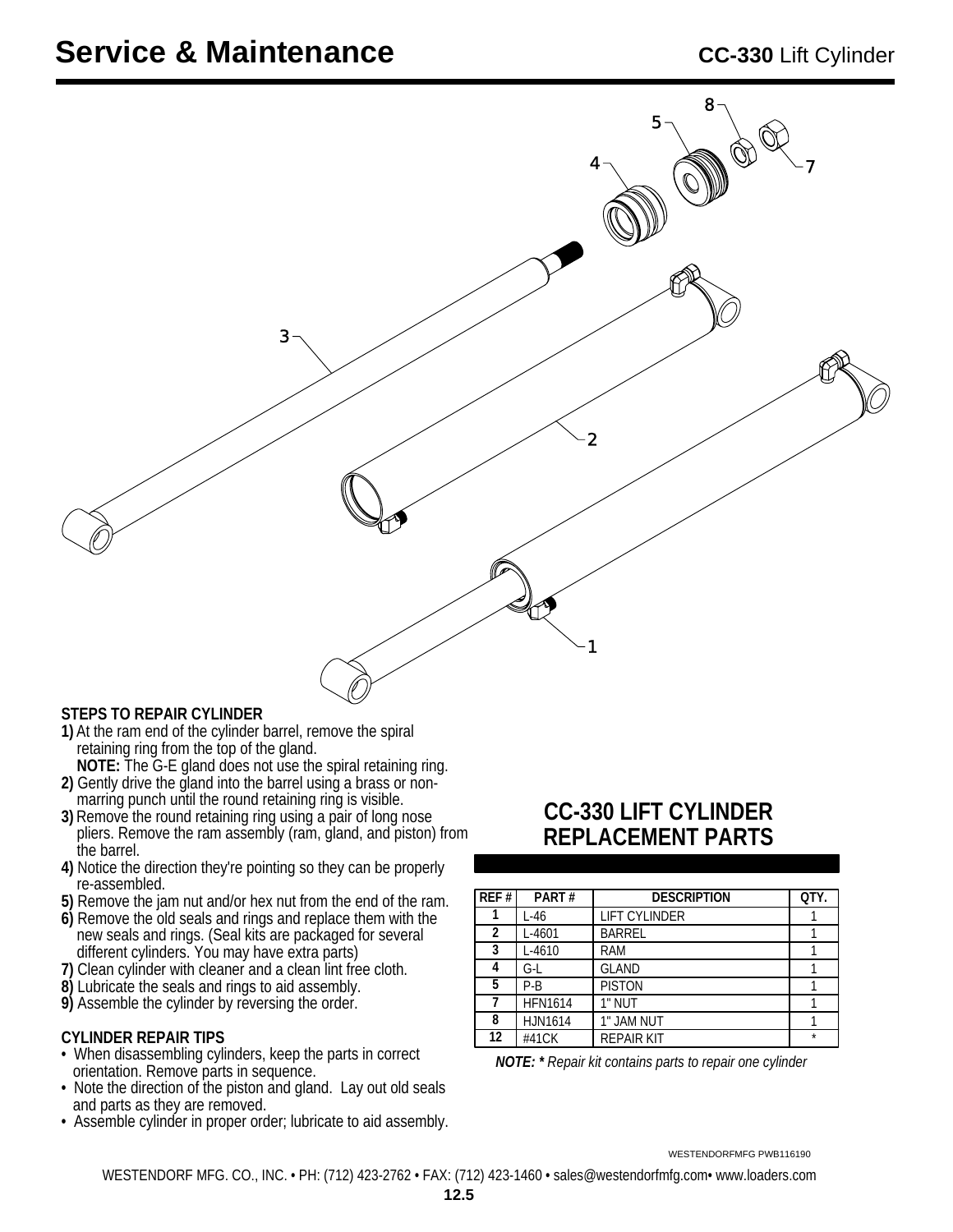# Service & Maintenance

**CC-330** Lift Cylinder

### STEPS TO REPAIR CYLINDER

**1)** At the ram end of the cylinder barrel, remove the spiral retaining ring from the top of the gland.
**NOTE:** The G-E gland does not use the spiral retaining ring.
**2)** Gently drive the gland into the barrel using a brass or non-marring punch until the round retaining ring is visible.
**3)** Remove the round retaining ring using a pair of long nose pliers. Remove the ram assembly (ram, gland, and piston) from the barrel.
**4)** Notice the direction they're pointing so they can be properly re-assembled.
**5)** Remove the jam nut and/or hex nut from the end of the ram.
**6)** Remove the old seals and rings and replace them with the new seals and rings. (Seal kits are packaged for several different cylinders. You may have extra parts)
**7)** Clean cylinder with cleaner and a clean lint free cloth.
**8)** Lubricate the seals and rings to aid assembly.
**9)** Assemble the cylinder by reversing the order.

### CYLINDER REPAIR TIPS

- When disassembling cylinders, keep the parts in correct orientation. Remove parts in sequence.
- Note the direction of the piston and gland. Lay out old seals and parts as they are removed.
- Assemble cylinder in proper order; lubricate to aid assembly.

## CC-330 LIFT CYLINDER REPLACEMENT PARTS

| REF # | PART # | DESCRIPTION | QTY. |
|---|---|---|---|
| 1 | L-46 | LIFT CYLINDER | 1 |
| 2 | L-4601 | BARREL | 1 |
| 3 | L-4610 | RAM | 1 |
| 4 | G-L | GLAND | 1 |
| 5 | P-B | PISTON | 1 |
| 7 | HFN1614 | 1" NUT | 1 |
| 8 | HJN1614 | 1" JAM NUT | 1 |
| 12 | #41CK | REPAIR KIT | * |

***NOTE: \**** *Repair kit contains parts to repair one cylinder*

WESTENDORFMFG PWB116190

WESTENDORF MFG. CO., INC. • PH: (712) 423-2762 • FAX: (712) 423-1460 • sales@westendorfmfg.com• www.loaders.com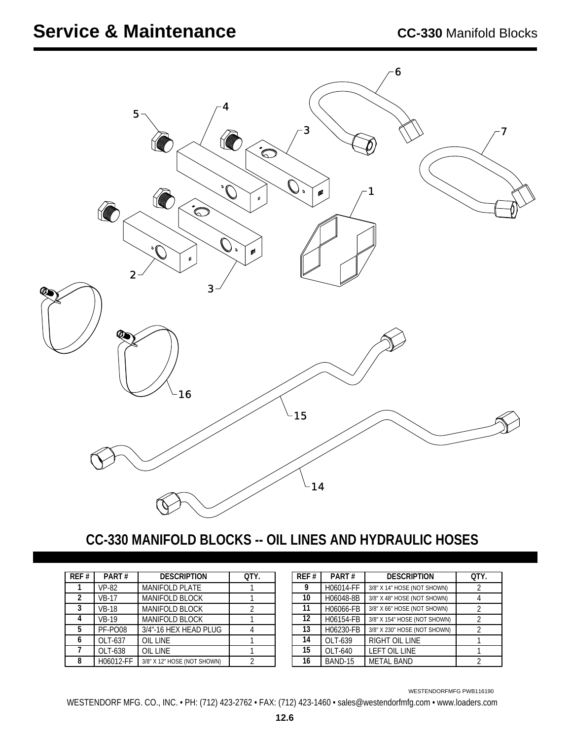# Service & Maintenance

**CC-330** Manifold Blocks

## CC-330 MANIFOLD BLOCKS -- OIL LINES AND HYDRAULIC HOSES

| REF # | PART # | DESCRIPTION | QTY. |
|---|---|---|---|
| 1 | VP-82 | MANIFOLD PLATE | 1 |
| 2 | VB-17 | MANIFOLD BLOCK | 1 |
| 3 | VB-18 | MANIFOLD BLOCK | 2 |
| 4 | VB-19 | MANIFOLD BLOCK | 1 |
| 5 | PF-PO08 | 3/4"-16 HEX HEAD PLUG | 4 |
| 6 | OLT-637 | OIL LINE | 1 |
| 7 | OLT-638 | OIL LINE | 1 |
| 8 | H06012-FF | 3/8" X 12" HOSE (NOT SHOWN) | 2 |
| 9 | H06014-FF | 3/8" X 14" HOSE (NOT SHOWN) | 2 |
| 10 | H06048-8B | 3/8" X 48" HOSE (NOT SHOWN) | 4 |
| 11 | H06066-FB | 3/8" X 66" HOSE (NOT SHOWN) | 2 |
| 12 | H06154-FB | 3/8" X 154" HOSE (NOT SHOWN) | 2 |
| 13 | H06230-FB | 3/8" X 230" HOSE (NOT SHOWN) | 2 |
| 14 | OLT-639 | RIGHT OIL LINE | 1 |
| 15 | OLT-640 | LEFT OIL LINE | 1 |
| 16 | BAND-15 | METAL BAND | 2 |

WESTENDORFMFG PWB116190

WESTENDORF MFG. CO., INC. • PH: (712) 423-2762 • FAX: (712) 423-1460 • sales@westendorfmfg.com • www.loaders.com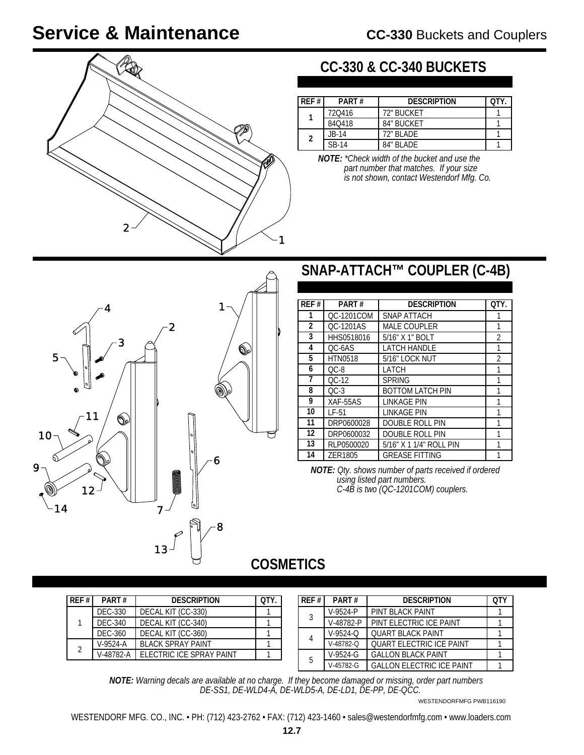# Service & Maintenance

**CC-330** Buckets and Couplers

2

1

## CC-330 & CC-340 BUCKETS

| REF # | PART # | DESCRIPTION | QTY. |
|---|---|---|---|
| 1 | 72Q416 | 72" BUCKET | 1 |
| | 84Q418 | 84" BUCKET | 1 |
| 2 | JB-14 | 72" BLADE | 1 |
| | SB-14 | 84" BLADE | 1 |

***NOTE:*** *\*Check width of the bucket and use the part number that matches. If your size is not shown, contact Westendorf Mfg. Co.*

4 1 2 3 5 11 10 6 9 12 14 7 8 13

## SNAP-ATTACH™ COUPLER (C-4B)

| REF # | PART # | DESCRIPTION | QTY. |
|---|---|---|---|
| 1 | QC-1201COM | SNAP ATTACH | 1 |
| 2 | QC-1201AS | MALE COUPLER | 1 |
| 3 | HHS0518016 | 5/16" X 1" BOLT | 2 |
| 4 | QC-6AS | LATCH HANDLE | 1 |
| 5 | HTN0518 | 5/16" LOCK NUT | 2 |
| 6 | QC-8 | LATCH | 1 |
| 7 | QC-12 | SPRING | 1 |
| 8 | QC-3 | BOTTOM LATCH PIN | 1 |
| 9 | XAF-55AS | LINKAGE PIN | 1 |
| 10 | LF-51 | LINKAGE PIN | 1 |
| 11 | DRP0600028 | DOUBLE ROLL PIN | 1 |
| 12 | DRP0600032 | DOUBLE ROLL PIN | 1 |
| 13 | RLP0500020 | 5/16" X 1 1/4" ROLL PIN | 1 |
| 14 | ZER1805 | GREASE FITTING | 1 |

***NOTE:*** *Qty. shows number of parts received if ordered using listed part numbers. C-4B is two (QC-1201COM) couplers.*

## COSMETICS

| REF # | PART # | DESCRIPTION | QTY. |
|---|---|---|---|
| 1 | DEC-330 | DECAL KIT (CC-330) | 1 |
| | DEC-340 | DECAL KIT (CC-340) | 1 |
| | DEC-360 | DECAL KIT (CC-360) | 1 |
| 2 | V-9524-A | BLACK SPRAY PAINT | 1 |
| | V-48782-A | ELECTRIC ICE SPRAY PAINT | 1 |

| REF # | PART # | DESCRIPTION | QTY |
|---|---|---|---|
| 3 | V-9524-P | PINT BLACK PAINT | 1 |
| | V-48782-P | PINT ELECTRIC ICE PAINT | 1 |
| 4 | V-9524-Q | QUART BLACK PAINT | 1 |
| | V-48782-Q | QUART ELECTRIC ICE PAINT | 1 |
| 5 | V-9524-G | GALLON BLACK PAINT | 1 |
| | V-45782-G | GALLON ELECTRIC ICE PAINT | 1 |

***NOTE:*** *Warning decals are available at no charge. If they become damaged or missing, order part numbers DE-SS1, DE-WLD4-A, DE-WLD5-A, DE-LD1, DE-PP, DE-QCC.*

WESTENDORFMFG PWB116190

WESTENDORF MFG. CO., INC. • PH: (712) 423-2762 • FAX: (712) 423-1460 • sales@westendorfmfg.com • www.loaders.com